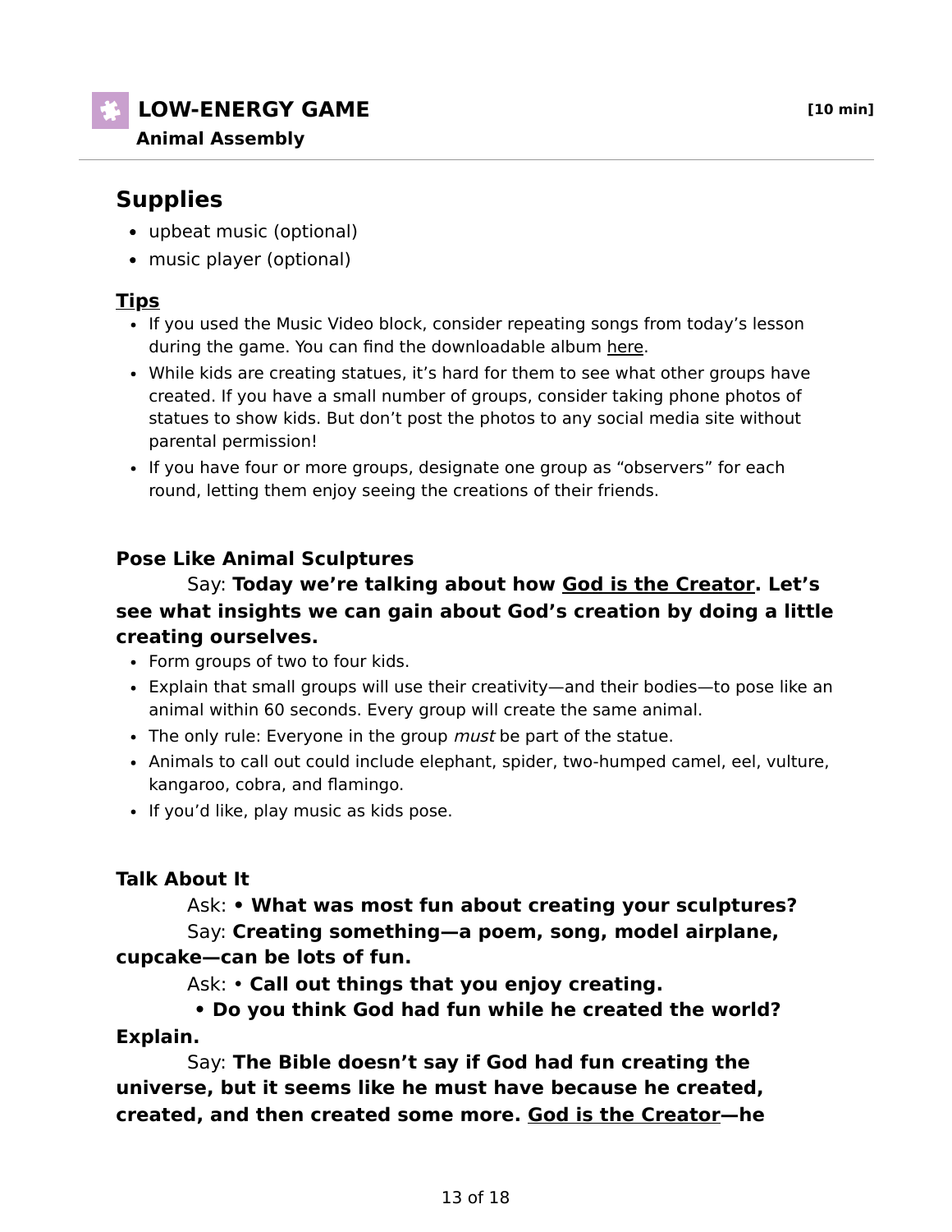## LOW-ENERGY GAME **[10 min]**

**Animal Assembly**

## Supplies

- upbeat music (optional)
- music player (optional)

### Tips

- If you used the Music Video block, consider repeating songs from today's lesson during the game. You can find the downloadable album here.
- While kids are creating statues, it's hard for them to see what other groups have created. If you have a small number of groups, consider taking phone photos of statues to show kids. But don't post the photos to any social media site without parental permission!
- If you have four or more groups, designate one group as "observers" for each round, letting them enjoy seeing the creations of their friends.

### Pose Like Animal Sculptures

Say: **Today we're talking about how God is the Creator. Let's see what insights we can gain about God's creation by doing a little creating ourselves.**

- Form groups of two to four kids.
- Explain that small groups will use their creativity—and their bodies—to pose like an animal within 60 seconds. Every group will create the same animal.
- The only rule: Everyone in the group *must* be part of the statue.
- Animals to call out could include elephant, spider, two-humped camel, eel, vulture, kangaroo, cobra, and flamingo.
- If you'd like, play music as kids pose.

### Talk About It

Ask: **• What was most fun about creating your sculptures?**

Say: **Creating something—a poem, song, model airplane, cupcake—can be lots of fun.**

Ask: • **Call out things that you enjoy creating.**

**• Do you think God had fun while he created the world? Explain.**

Say: **The Bible doesn't say if God had fun creating the universe, but it seems like he must have because he created, created, and then created some more. God is the Creator—he**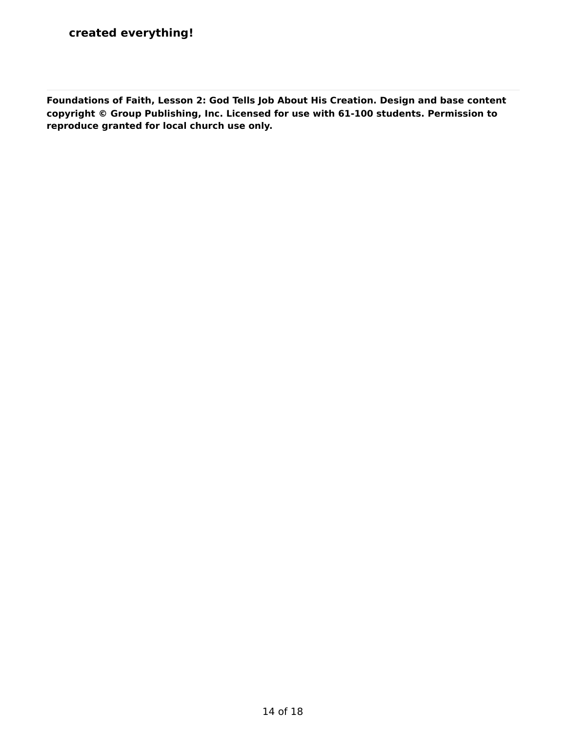**created everything!**

---

**Foundations of Faith, Lesson 2: God Tells Job About His Creation. Design and base content copyright © Group Publishing, Inc. Licensed for use with 61-100 students. Permission to reproduce granted for local church use only.**